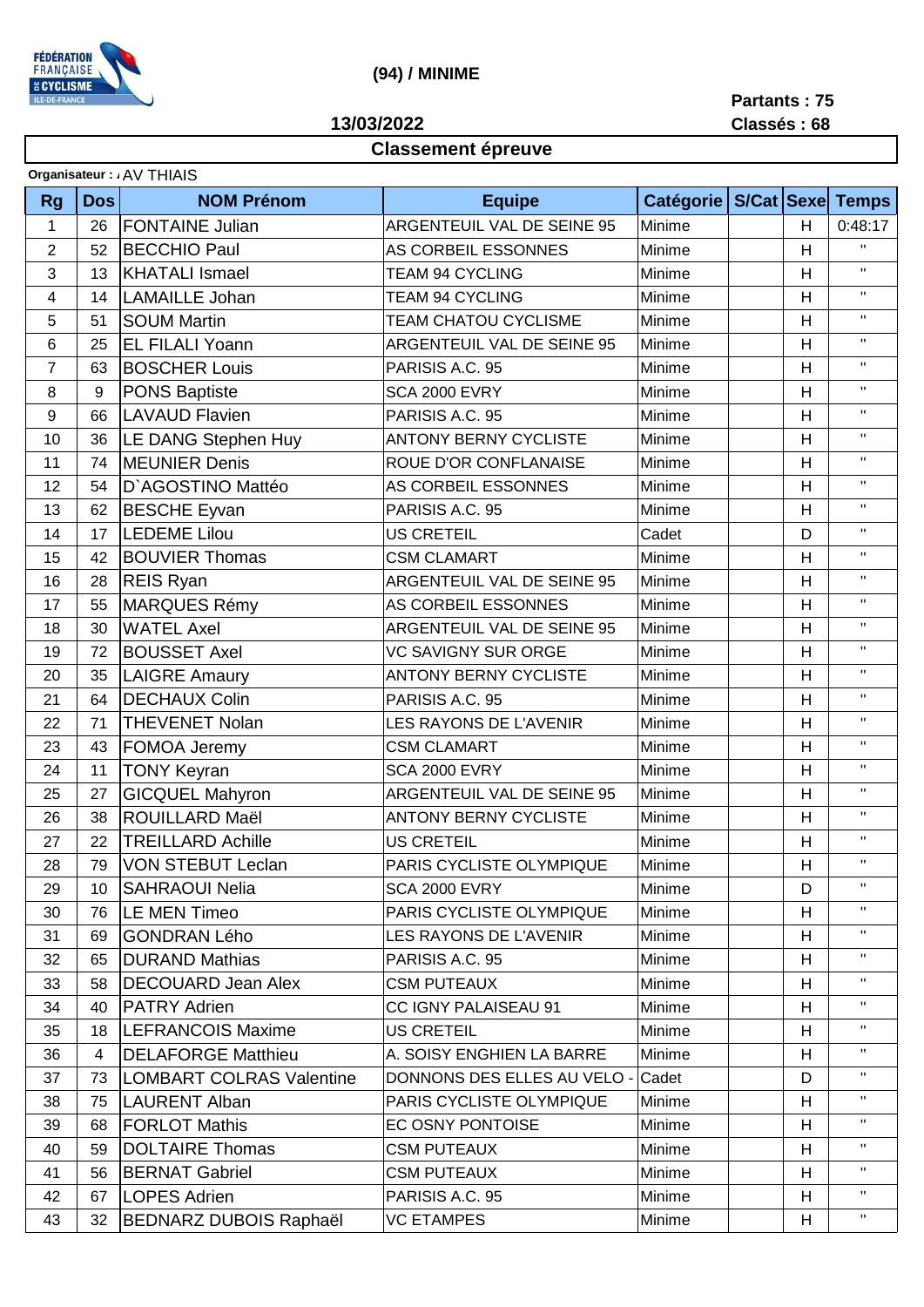FÉDÉRATION FRANÇAISE DE CYCLISME ILE-DE-FRANCE

**(94) / MINIME**

**13/03/2022**

**Partants : 75**
**Classés : 68**

## Classement épreuve

**Organisateur :** AV THIAIS

| Rg | Dos | NOM Prénom | Equipe | Catégorie | S/Cat | Sexe | Temps |
|---|---|---|---|---|---|---|---|
| 1 | 26 | FONTAINE Julian | ARGENTEUIL VAL DE SEINE 95 | Minime | | H | 0:48:17 |
| 2 | 52 | BECCHIO Paul | AS CORBEIL ESSONNES | Minime | | H | " |
| 3 | 13 | KHATALI Ismael | TEAM 94 CYCLING | Minime | | H | " |
| 4 | 14 | LAMAILLE Johan | TEAM 94 CYCLING | Minime | | H | " |
| 5 | 51 | SOUM Martin | TEAM CHATOU CYCLISME | Minime | | H | " |
| 6 | 25 | EL FILALI Yoann | ARGENTEUIL VAL DE SEINE 95 | Minime | | H | " |
| 7 | 63 | BOSCHER Louis | PARISIS A.C. 95 | Minime | | H | " |
| 8 | 9 | PONS Baptiste | SCA 2000 EVRY | Minime | | H | " |
| 9 | 66 | LAVAUD Flavien | PARISIS A.C. 95 | Minime | | H | " |
| 10 | 36 | LE DANG Stephen Huy | ANTONY BERNY CYCLISTE | Minime | | H | " |
| 11 | 74 | MEUNIER Denis | ROUE D'OR CONFLANAISE | Minime | | H | " |
| 12 | 54 | D`AGOSTINO Mattéo | AS CORBEIL ESSONNES | Minime | | H | " |
| 13 | 62 | BESCHE Eyvan | PARISIS A.C. 95 | Minime | | H | " |
| 14 | 17 | LEDEME Lilou | US CRETEIL | Cadet | | D | " |
| 15 | 42 | BOUVIER Thomas | CSM CLAMART | Minime | | H | " |
| 16 | 28 | REIS Ryan | ARGENTEUIL VAL DE SEINE 95 | Minime | | H | " |
| 17 | 55 | MARQUES Rémy | AS CORBEIL ESSONNES | Minime | | H | " |
| 18 | 30 | WATEL Axel | ARGENTEUIL VAL DE SEINE 95 | Minime | | H | " |
| 19 | 72 | BOUSSET Axel | VC SAVIGNY SUR ORGE | Minime | | H | " |
| 20 | 35 | LAIGRE Amaury | ANTONY BERNY CYCLISTE | Minime | | H | " |
| 21 | 64 | DECHAUX Colin | PARISIS A.C. 95 | Minime | | H | " |
| 22 | 71 | THEVENET Nolan | LES RAYONS DE L'AVENIR | Minime | | H | " |
| 23 | 43 | FOMOA Jeremy | CSM CLAMART | Minime | | H | " |
| 24 | 11 | TONY Keyran | SCA 2000 EVRY | Minime | | H | " |
| 25 | 27 | GICQUEL Mahyron | ARGENTEUIL VAL DE SEINE 95 | Minime | | H | " |
| 26 | 38 | ROUILLARD Maël | ANTONY BERNY CYCLISTE | Minime | | H | " |
| 27 | 22 | TREILLARD Achille | US CRETEIL | Minime | | H | " |
| 28 | 79 | VON STEBUT Leclan | PARIS CYCLISTE OLYMPIQUE | Minime | | H | " |
| 29 | 10 | SAHRAOUI Nelia | SCA 2000 EVRY | Minime | | D | " |
| 30 | 76 | LE MEN Timeo | PARIS CYCLISTE OLYMPIQUE | Minime | | H | " |
| 31 | 69 | GONDRAN Lého | LES RAYONS DE L'AVENIR | Minime | | H | " |
| 32 | 65 | DURAND Mathias | PARISIS A.C. 95 | Minime | | H | " |
| 33 | 58 | DECOUARD Jean Alex | CSM PUTEAUX | Minime | | H | " |
| 34 | 40 | PATRY Adrien | CC IGNY PALAISEAU 91 | Minime | | H | " |
| 35 | 18 | LEFRANCOIS Maxime | US CRETEIL | Minime | | H | " |
| 36 | 4 | DELAFORGE Matthieu | A. SOISY ENGHIEN LA BARRE | Minime | | H | " |
| 37 | 73 | LOMBART COLRAS Valentine | DONNONS DES ELLES AU VELO - | Cadet | | D | " |
| 38 | 75 | LAURENT Alban | PARIS CYCLISTE OLYMPIQUE | Minime | | H | " |
| 39 | 68 | FORLOT Mathis | EC OSNY PONTOISE | Minime | | H | " |
| 40 | 59 | DOLTAIRE Thomas | CSM PUTEAUX | Minime | | H | " |
| 41 | 56 | BERNAT Gabriel | CSM PUTEAUX | Minime | | H | " |
| 42 | 67 | LOPES Adrien | PARISIS A.C. 95 | Minime | | H | " |
| 43 | 32 | BEDNARZ DUBOIS Raphaël | VC ETAMPES | Minime | | H | " |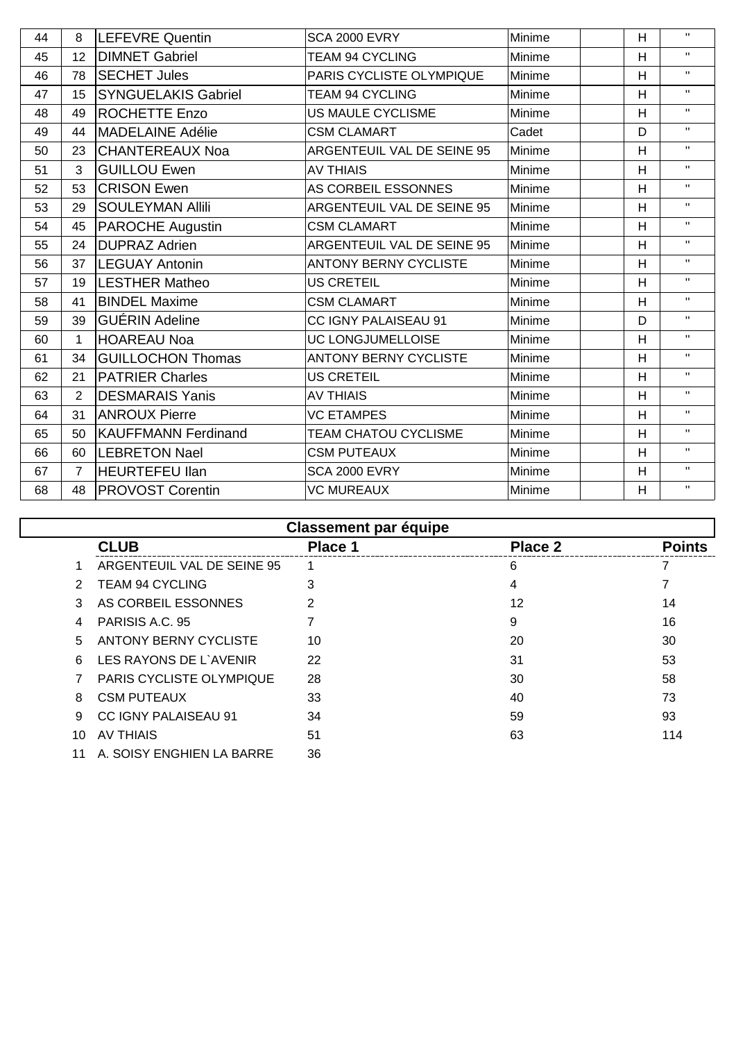| | | | | | | | |
|---|---|---|---|---|---|---|---|
| 44 | 8 | LEFEVRE Quentin | SCA 2000 EVRY | Minime | | H | " |
| 45 | 12 | DIMNET Gabriel | TEAM 94 CYCLING | Minime | | H | " |
| 46 | 78 | SECHET Jules | PARIS CYCLISTE OLYMPIQUE | Minime | | H | " |
| 47 | 15 | SYNGUELAKIS Gabriel | TEAM 94 CYCLING | Minime | | H | " |
| 48 | 49 | ROCHETTE Enzo | US MAULE CYCLISME | Minime | | H | " |
| 49 | 44 | MADELAINE Adélie | CSM CLAMART | Cadet | | D | " |
| 50 | 23 | CHANTEREAUX Noa | ARGENTEUIL VAL DE SEINE 95 | Minime | | H | " |
| 51 | 3 | GUILLOU Ewen | AV THIAIS | Minime | | H | " |
| 52 | 53 | CRISON Ewen | AS CORBEIL ESSONNES | Minime | | H | " |
| 53 | 29 | SOULEYMAN Allili | ARGENTEUIL VAL DE SEINE 95 | Minime | | H | " |
| 54 | 45 | PAROCHE Augustin | CSM CLAMART | Minime | | H | " |
| 55 | 24 | DUPRAZ Adrien | ARGENTEUIL VAL DE SEINE 95 | Minime | | H | " |
| 56 | 37 | LEGUAY Antonin | ANTONY BERNY CYCLISTE | Minime | | H | " |
| 57 | 19 | LESTHER Matheo | US CRETEIL | Minime | | H | " |
| 58 | 41 | BINDEL Maxime | CSM CLAMART | Minime | | H | " |
| 59 | 39 | GUÉRIN Adeline | CC IGNY PALAISEAU 91 | Minime | | D | " |
| 60 | 1 | HOAREAU Noa | UC LONGJUMELLOISE | Minime | | H | " |
| 61 | 34 | GUILLOCHON Thomas | ANTONY BERNY CYCLISTE | Minime | | H | " |
| 62 | 21 | PATRIER Charles | US CRETEIL | Minime | | H | " |
| 63 | 2 | DESMARAIS Yanis | AV THIAIS | Minime | | H | " |
| 64 | 31 | ANROUX Pierre | VC ETAMPES | Minime | | H | " |
| 65 | 50 | KAUFFMANN Ferdinand | TEAM CHATOU CYCLISME | Minime | | H | " |
| 66 | 60 | LEBRETON Nael | CSM PUTEAUX | Minime | | H | " |
| 67 | 7 | HEURTEFEU Ilan | SCA 2000 EVRY | Minime | | H | " |
| 68 | 48 | PROVOST Corentin | VC MUREAUX | Minime | | H | " |

## Classement par équipe

| | CLUB | Place 1 | Place 2 | Points |
|---|---|---|---|---|
| 1 | ARGENTEUIL VAL DE SEINE 95 | 1 | 6 | 7 |
| 2 | TEAM 94 CYCLING | 3 | 4 | 7 |
| 3 | AS CORBEIL ESSONNES | 2 | 12 | 14 |
| 4 | PARISIS A.C. 95 | 7 | 9 | 16 |
| 5 | ANTONY BERNY CYCLISTE | 10 | 20 | 30 |
| 6 | LES RAYONS DE L`AVENIR | 22 | 31 | 53 |
| 7 | PARIS CYCLISTE OLYMPIQUE | 28 | 30 | 58 |
| 8 | CSM PUTEAUX | 33 | 40 | 73 |
| 9 | CC IGNY PALAISEAU 91 | 34 | 59 | 93 |
| 10 | AV THIAIS | 51 | 63 | 114 |
| 11 | A. SOISY ENGHIEN LA BARRE | 36 | | |